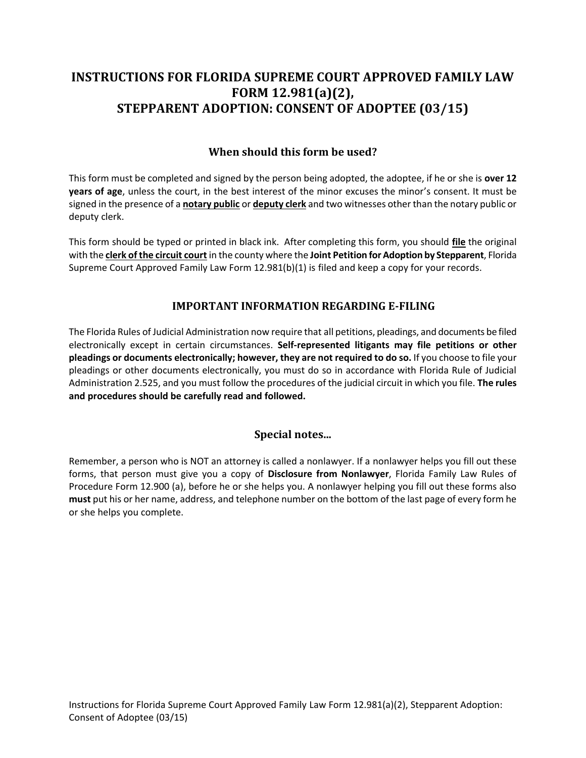# INSTRUCTIONS FOR FLORIDA SUPREME COURT APPROVED FAMILY LAW FORM 12.981(a)(2), STEPPARENT ADOPTION: CONSENT OF ADOPTEE (03/15)

## When should this form be used?

This form must be completed and signed by the person being adopted, the adoptee, if he or she is **over 12 years of age**, unless the court, in the best interest of the minor excuses the minor's consent. It must be signed in the presence of a **notary public** or **deputy clerk** and two witnesses other than the notary public or deputy clerk.

This form should be typed or printed in black ink. After completing this form, you should **file** the original with the **clerk of the circuit court** in the county where the **Joint Petition for Adoption by Stepparent**, Florida Supreme Court Approved Family Law Form 12.981(b)(1) is filed and keep a copy for your records.

## IMPORTANT INFORMATION REGARDING E-FILING

The Florida Rules of Judicial Administration now require that all petitions, pleadings, and documents be filed electronically except in certain circumstances. **Self-represented litigants may file petitions or other pleadings or documents electronically; however, they are not required to do so.** If you choose to file your pleadings or other documents electronically, you must do so in accordance with Florida Rule of Judicial Administration 2.525, and you must follow the procedures of the judicial circuit in which you file. **The rules and procedures should be carefully read and followed.**

## Special notes...

Remember, a person who is NOT an attorney is called a nonlawyer. If a nonlawyer helps you fill out these forms, that person must give you a copy of **Disclosure from Nonlawyer**, Florida Family Law Rules of Procedure Form 12.900 (a), before he or she helps you. A nonlawyer helping you fill out these forms also **must** put his or her name, address, and telephone number on the bottom of the last page of every form he or she helps you complete.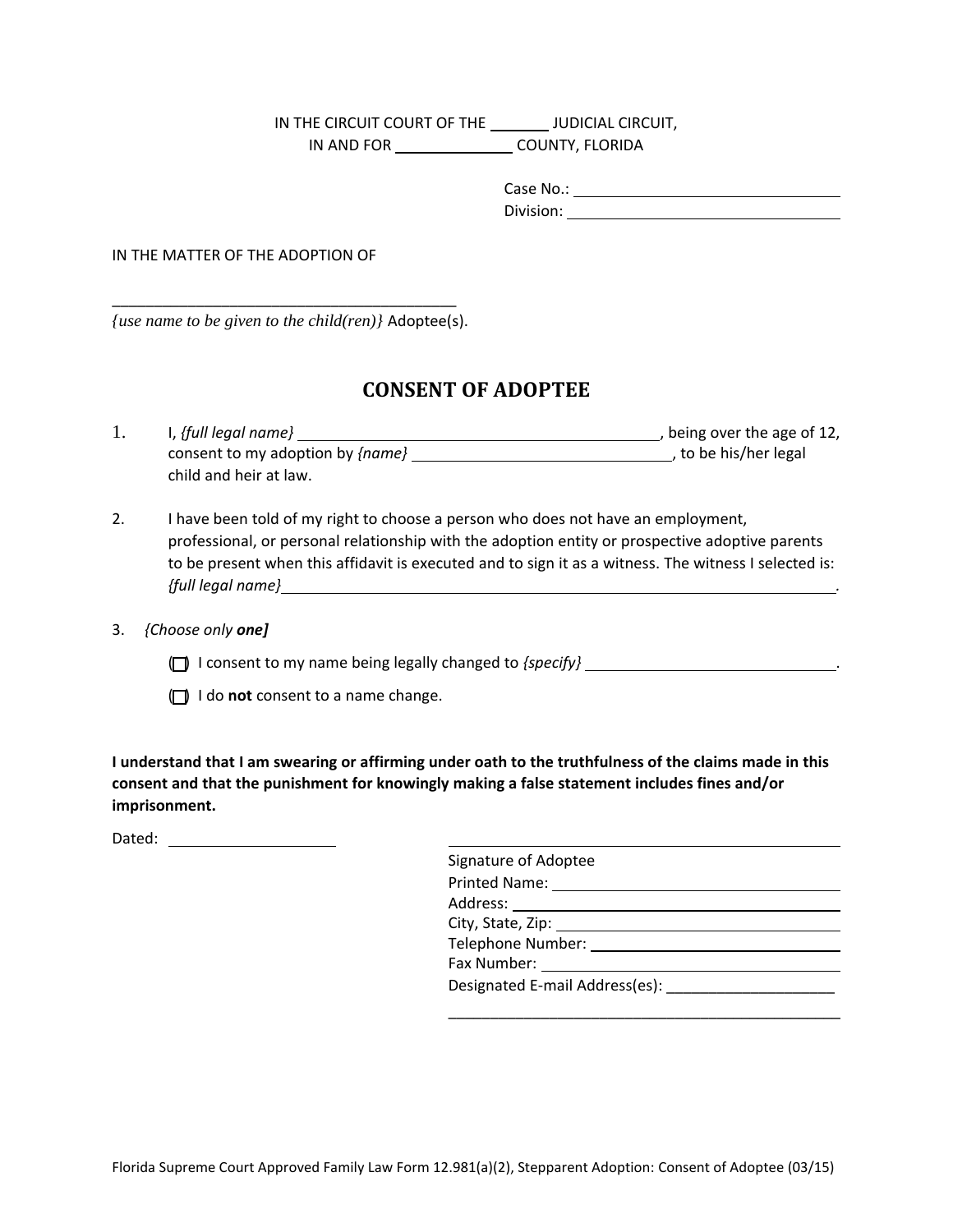IN THE CIRCUIT COURT OF THE _______ JUDICIAL CIRCUIT,
IN AND FOR ______________ COUNTY, FLORIDA

Case No.: ________________________________
Division: ________________________________

IN THE MATTER OF THE ADOPTION OF

__________________________________________
*{use name to be given to the child(ren)}* Adoptee(s).

# CONSENT OF ADOPTEE

1. I, *{full legal name}* ____________________________________________, being over the age of 12, consent to my adoption by *{name}* _______________________________, to be his/her legal child and heir at law.

2. I have been told of my right to choose a person who does not have an employment, professional, or personal relationship with the adoption entity or prospective adoptive parents to be present when this affidavit is executed and to sign it as a witness. The witness I selected is: *{full legal name}* ______________________________________________________________________.

3. *{Choose only **one**]*

   ( ) I consent to my name being legally changed to *{specify}* ______________________________.

   ( ) I do **not** consent to a name change.

**I understand that I am swearing or affirming under oath to the truthfulness of the claims made in this consent and that the punishment for knowingly making a false statement includes fines and/or imprisonment.**

Dated: ____________________

_________________________________________________
Signature of Adoptee
Printed Name: ____________________________________
Address: ________________________________________
City, State, Zip: __________________________________
Telephone Number: _______________________________
Fax Number: _____________________________________
Designated E-mail Address(es): ____________________

_________________________________________________

Florida Supreme Court Approved Family Law Form 12.981(a)(2), Stepparent Adoption: Consent of Adoptee (03/15)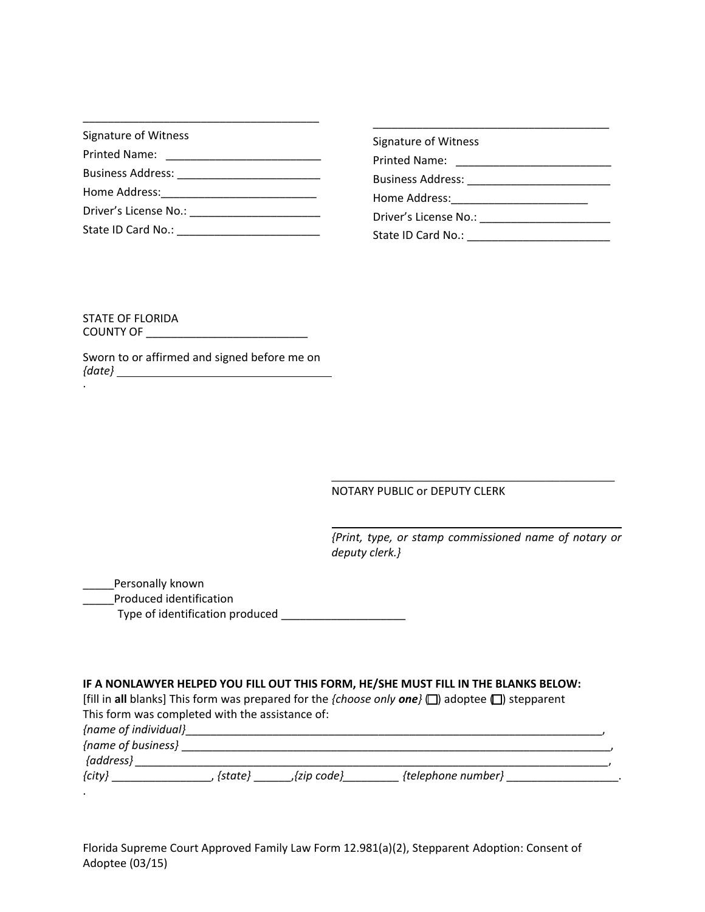______________________________________
Signature of Witness
Printed Name: ________________________
Business Address: ______________________
Home Address:_________________________
Driver's License No.: ____________________
State ID Card No.: ______________________

______________________________________
Signature of Witness
Printed Name: ________________________
Business Address: ______________________
Home Address:______________________
Driver's License No.: ____________________
State ID Card No.: ______________________

STATE OF FLORIDA
COUNTY OF _________________________

Sworn to or affirmed and signed before me on *{date}* ________________________________.

______________________________________________
NOTARY PUBLIC or DEPUTY CLERK

______________________________________________
*{Print, type, or stamp commissioned name of notary or deputy clerk.}*

_____Personally known
_____Produced identification
Type of identification produced ___________________

**IF A NONLAWYER HELPED YOU FILL OUT THIS FORM, HE/SHE MUST FILL IN THE BLANKS BELOW:**
[fill in **all** blanks] This form was prepared for the *{choose only **one**}* (☐) adoptee (☐) stepparent
This form was completed with the assistance of:
*{name of individual}*_____________________________________________________________________,
*{name of business}* _____________________________________________________________________,
*{address}* ________________________________________________________________________,
*{city}* ________________, *{state}* ______,*{zip code}*_________ *{telephone number}* __________________.

Florida Supreme Court Approved Family Law Form 12.981(a)(2), Stepparent Adoption: Consent of Adoptee (03/15)